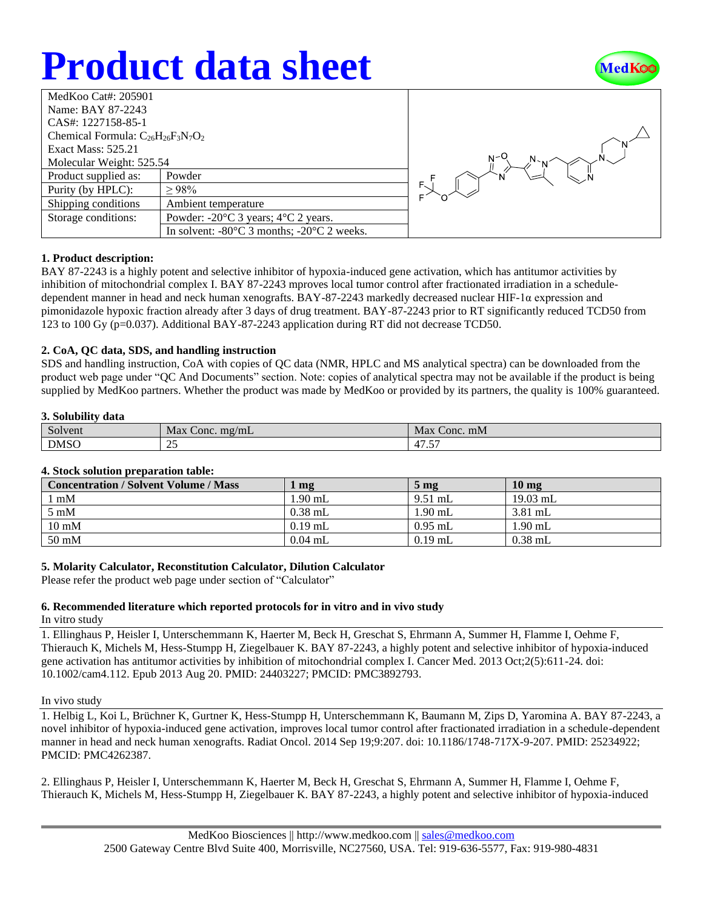# Product data sheet

| | |
|---|---|
| MedKoo Cat#: 205901 | |
| Name: BAY 87-2243 | |
| CAS#: 1227158-85-1 | |
| Chemical Formula: $C_{26}H_{26}F_3N_7O_2$ | |
| Exact Mass: 525.21 | |
| Molecular Weight: 525.54 | |
| Product supplied as: | Powder |
| Purity (by HPLC): | ≥ 98% |
| Shipping conditions | Ambient temperature |
| Storage conditions: | Powder: -20°C 3 years; 4°C 2 years. |
| | In solvent: -80°C 3 months; -20°C 2 weeks. |

### 1. Product description:

BAY 87-2243 is a highly potent and selective inhibitor of hypoxia-induced gene activation, which has antitumor activities by inhibition of mitochondrial complex I. BAY 87-2243 mproves local tumor control after fractionated irradiation in a schedule-dependent manner in head and neck human xenografts. BAY-87-2243 markedly decreased nuclear HIF-1α expression and pimonidazole hypoxic fraction already after 3 days of drug treatment. BAY-87-2243 prior to RT significantly reduced TCD50 from 123 to 100 Gy (p=0.037). Additional BAY-87-2243 application during RT did not decrease TCD50.

### 2. CoA, QC data, SDS, and handling instruction

SDS and handling instruction, CoA with copies of QC data (NMR, HPLC and MS analytical spectra) can be downloaded from the product web page under "QC And Documents" section. Note: copies of analytical spectra may not be available if the product is being supplied by MedKoo partners. Whether the product was made by MedKoo or provided by its partners, the quality is 100% guaranteed.

### 3. Solubility data

| Solvent | Max Conc. mg/mL | Max Conc. mM |
|---|---|---|
| DMSO | 25 | 47.57 |

### 4. Stock solution preparation table:

| Concentration / Solvent Volume / Mass | 1 mg | 5 mg | 10 mg |
|---|---|---|---|
| 1 mM | 1.90 mL | 9.51 mL | 19.03 mL |
| 5 mM | 0.38 mL | 1.90 mL | 3.81 mL |
| 10 mM | 0.19 mL | 0.95 mL | 1.90 mL |
| 50 mM | 0.04 mL | 0.19 mL | 0.38 mL |

### 5. Molarity Calculator, Reconstitution Calculator, Dilution Calculator

Please refer the product web page under section of "Calculator"

### 6. Recommended literature which reported protocols for in vitro and in vivo study

In vitro study

1. Ellinghaus P, Heisler I, Unterschemmann K, Haerter M, Beck H, Greschat S, Ehrmann A, Summer H, Flamme I, Oehme F, Thierauch K, Michels M, Hess-Stumpp H, Ziegelbauer K. BAY 87-2243, a highly potent and selective inhibitor of hypoxia-induced gene activation has antitumor activities by inhibition of mitochondrial complex I. Cancer Med. 2013 Oct;2(5):611-24. doi: 10.1002/cam4.112. Epub 2013 Aug 20. PMID: 24403227; PMCID: PMC3892793.

In vivo study

1. Helbig L, Koi L, Brüchner K, Gurtner K, Hess-Stumpp H, Unterschemmann K, Baumann M, Zips D, Yaromina A. BAY 87-2243, a novel inhibitor of hypoxia-induced gene activation, improves local tumor control after fractionated irradiation in a schedule-dependent manner in head and neck human xenografts. Radiat Oncol. 2014 Sep 19;9:207. doi: 10.1186/1748-717X-9-207. PMID: 25234922; PMCID: PMC4262387.

2. Ellinghaus P, Heisler I, Unterschemmann K, Haerter M, Beck H, Greschat S, Ehrmann A, Summer H, Flamme I, Oehme F, Thierauch K, Michels M, Hess-Stumpp H, Ziegelbauer K. BAY 87-2243, a highly potent and selective inhibitor of hypoxia-induced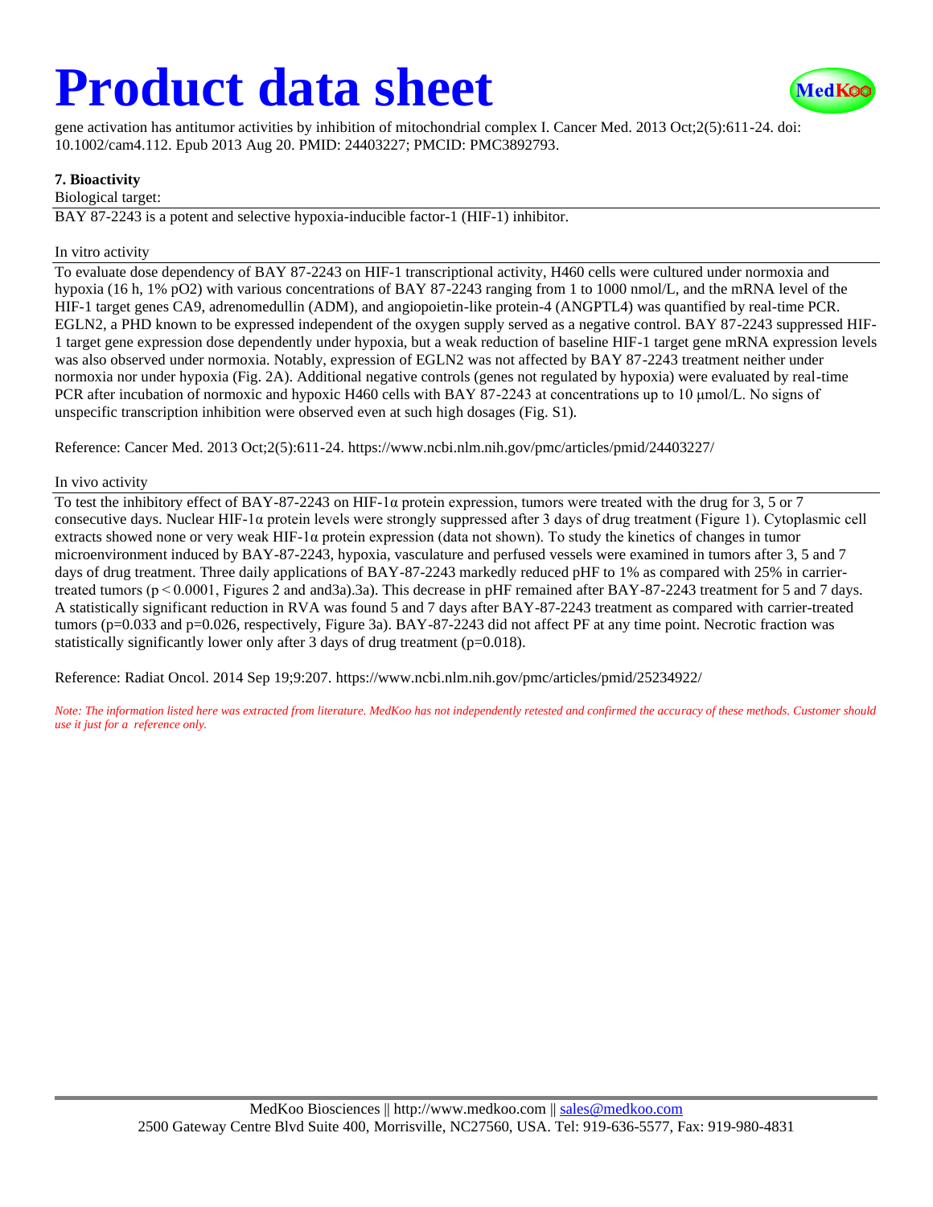gene activation has antitumor activities by inhibition of mitochondrial complex I. Cancer Med. 2013 Oct;2(5):611-24. doi: 10.1002/cam4.112. Epub 2013 Aug 20. PMID: 24403227; PMCID: PMC3892793.

**7. Bioactivity**

Biological target:

BAY 87-2243 is a potent and selective hypoxia-inducible factor-1 (HIF-1) inhibitor.

In vitro activity

To evaluate dose dependency of BAY 87-2243 on HIF-1 transcriptional activity, H460 cells were cultured under normoxia and hypoxia (16 h, 1% pO2) with various concentrations of BAY 87-2243 ranging from 1 to 1000 nmol/L, and the mRNA level of the HIF-1 target genes CA9, adrenomedullin (ADM), and angiopoietin-like protein-4 (ANGPTL4) was quantified by real-time PCR. EGLN2, a PHD known to be expressed independent of the oxygen supply served as a negative control. BAY 87-2243 suppressed HIF-1 target gene expression dose dependently under hypoxia, but a weak reduction of baseline HIF-1 target gene mRNA expression levels was also observed under normoxia. Notably, expression of EGLN2 was not affected by BAY 87-2243 treatment neither under normoxia nor under hypoxia (Fig. 2A). Additional negative controls (genes not regulated by hypoxia) were evaluated by real-time PCR after incubation of normoxic and hypoxic H460 cells with BAY 87-2243 at concentrations up to 10 μmol/L. No signs of unspecific transcription inhibition were observed even at such high dosages (Fig. S1).

Reference: Cancer Med. 2013 Oct;2(5):611-24. https://www.ncbi.nlm.nih.gov/pmc/articles/pmid/24403227/

In vivo activity

To test the inhibitory effect of BAY-87-2243 on HIF-1α protein expression, tumors were treated with the drug for 3, 5 or 7 consecutive days. Nuclear HIF-1α protein levels were strongly suppressed after 3 days of drug treatment (Figure 1). Cytoplasmic cell extracts showed none or very weak HIF-1α protein expression (data not shown). To study the kinetics of changes in tumor microenvironment induced by BAY-87-2243, hypoxia, vasculature and perfused vessels were examined in tumors after 3, 5 and 7 days of drug treatment. Three daily applications of BAY-87-2243 markedly reduced pHF to 1% as compared with 25% in carrier-treated tumors ($p < 0.0001$, Figures 2 and and3a).3a). This decrease in pHF remained after BAY-87-2243 treatment for 5 and 7 days. A statistically significant reduction in RVA was found 5 and 7 days after BAY-87-2243 treatment as compared with carrier-treated tumors ($p=0.033$ and $p=0.026$, respectively, Figure 3a). BAY-87-2243 did not affect PF at any time point. Necrotic fraction was statistically significantly lower only after 3 days of drug treatment ($p=0.018$).

Reference: Radiat Oncol. 2014 Sep 19;9:207. https://www.ncbi.nlm.nih.gov/pmc/articles/pmid/25234922/

*Note: The information listed here was extracted from literature. MedKoo has not independently retested and confirmed the accuracy of these methods. Customer should use it just for a reference only.*